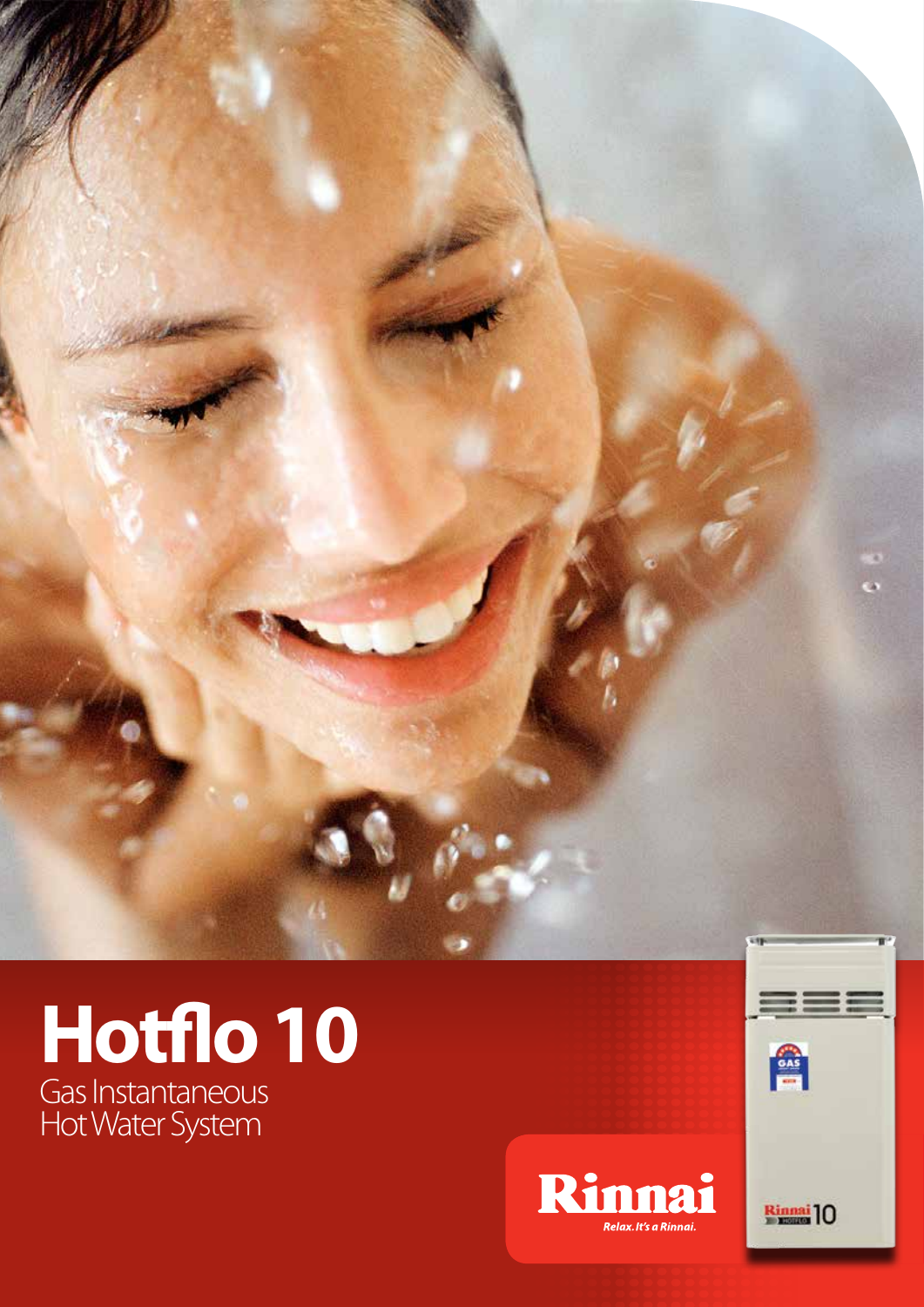# Hotflo 10

Gas Instantaneous
Hot Water System

Rinnai
*Relax. It's a Rinnai.*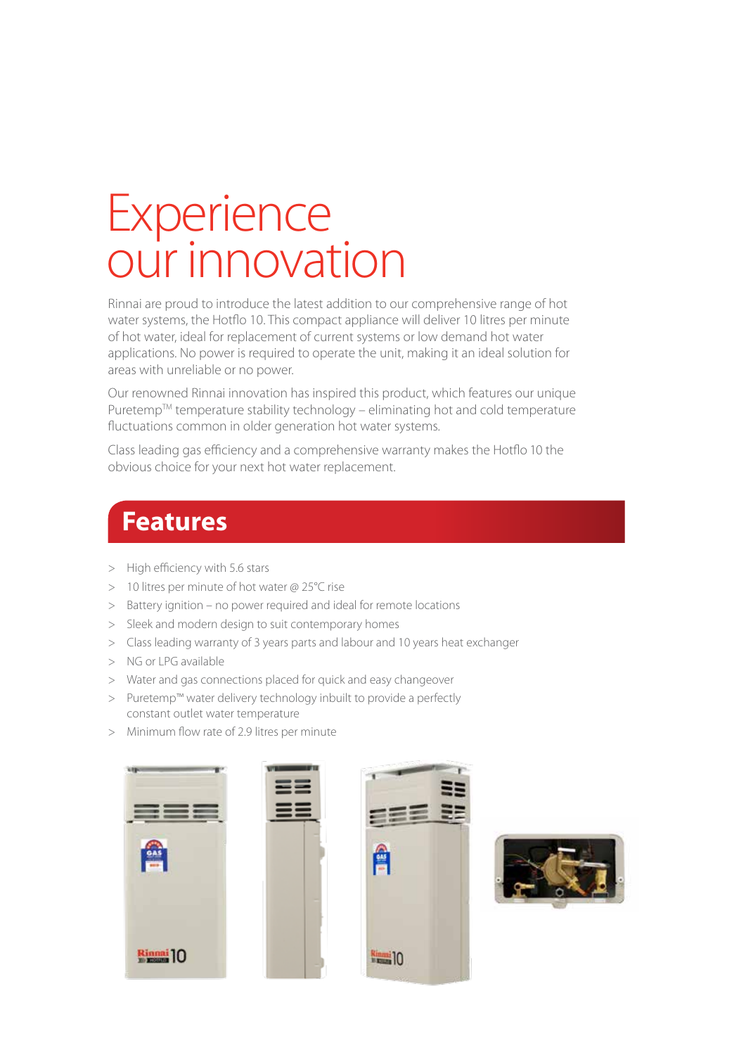# Experience our innovation

Rinnai are proud to introduce the latest addition to our comprehensive range of hot water systems, the Hotflo 10. This compact appliance will deliver 10 litres per minute of hot water, ideal for replacement of current systems or low demand hot water applications. No power is required to operate the unit, making it an ideal solution for areas with unreliable or no power.

Our renowned Rinnai innovation has inspired this product, which features our unique Puretemp™ temperature stability technology – eliminating hot and cold temperature fluctuations common in older generation hot water systems.

Class leading gas efficiency and a comprehensive warranty makes the Hotflo 10 the obvious choice for your next hot water replacement.

## Features

- High efficiency with 5.6 stars
- 10 litres per minute of hot water @ 25°C rise
- Battery ignition – no power required and ideal for remote locations
- Sleek and modern design to suit contemporary homes
- Class leading warranty of 3 years parts and labour and 10 years heat exchanger
- NG or LPG available
- Water and gas connections placed for quick and easy changeover
- Puretemp™ water delivery technology inbuilt to provide a perfectly constant outlet water temperature
- Minimum flow rate of 2.9 litres per minute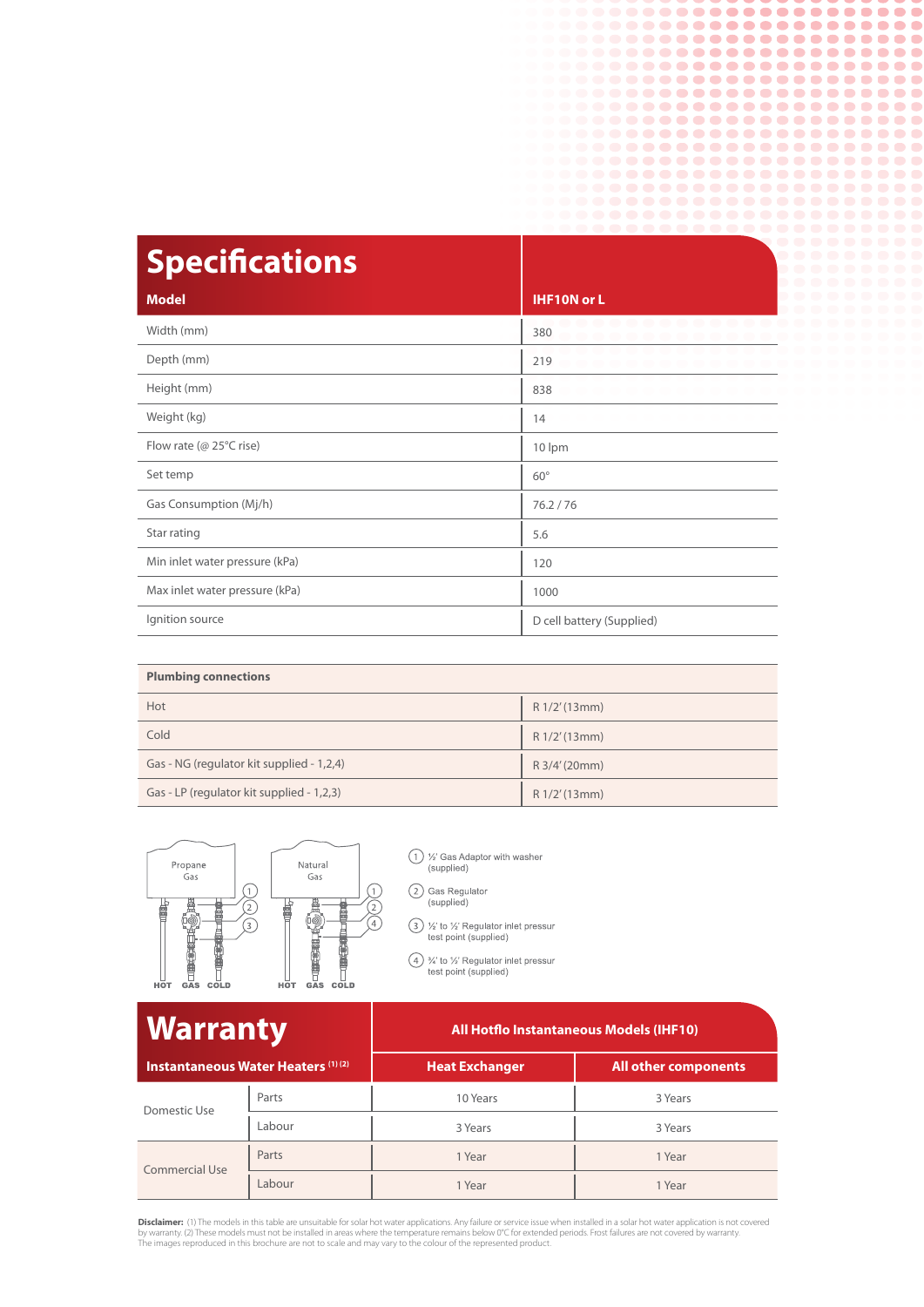# Specifications

| Model | IHF10N or L |
|---|---|
| Width (mm) | 380 |
| Depth (mm) | 219 |
| Height (mm) | 838 |
| Weight (kg) | 14 |
| Flow rate (@ 25°C rise) | 10 lpm |
| Set temp | 60° |
| Gas Consumption (Mj/h) | 76.2 / 76 |
| Star rating | 5.6 |
| Min inlet water pressure (kPa) | 120 |
| Max inlet water pressure (kPa) | 1000 |
| Ignition source | D cell battery (Supplied) |

| Plumbing connections | |
|---|---|
| Hot | R 1/2' (13mm) |
| Cold | R 1/2' (13mm) |
| Gas - NG (regulator kit supplied - 1,2,4) | R 3/4' (20mm) |
| Gas - LP (regulator kit supplied - 1,2,3) | R 1/2' (13mm) |

Propane Gas — HOT GAS COLD

Natural Gas — HOT GAS COLD

1. ½' Gas Adaptor with washer (supplied)
2. Gas Regulator (supplied)
3. ½' to ½' Regulator inlet pressur test point (supplied)
4. ¾' to ½' Regulator inlet pressur test point (supplied)

# Warranty

| Instantaneous Water Heaters [1] [2] | | All Hotflo Instantaneous Models (IHF10) | |
|---|---|---|---|
| | | Heat Exchanger | All other components |
| Domestic Use | Parts | 10 Years | 3 Years |
| | Labour | 3 Years | 3 Years |
| Commercial Use | Parts | 1 Year | 1 Year |
| | Labour | 1 Year | 1 Year |

**Disclaimer:** (1) The models in this table are unsuitable for solar hot water applications. Any failure or service issue when installed in a solar hot water application is not covered by warranty. (2) These models must not be installed in areas where the temperature remains below 0°C for extended periods. Frost failures are not covered by warranty. The images reproduced in this brochure are not to scale and may vary to the colour of the represented product.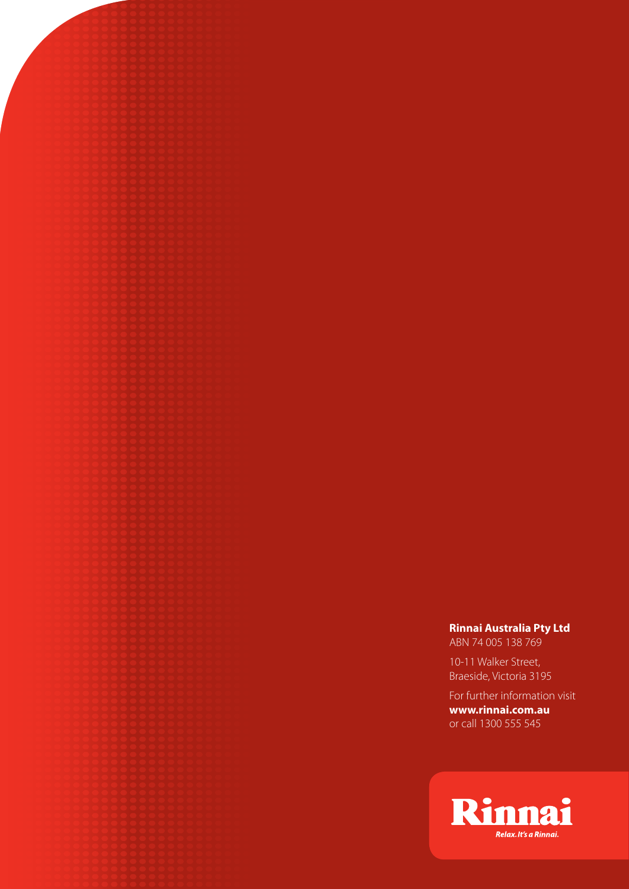**Rinnai Australia Pty Ltd**
ABN 74 005 138 769

10-11 Walker Street,
Braeside, Victoria 3195

For further information visit
**www.rinnai.com.au**
or call 1300 555 545

Rinnai
*Relax. It's a Rinnai.*